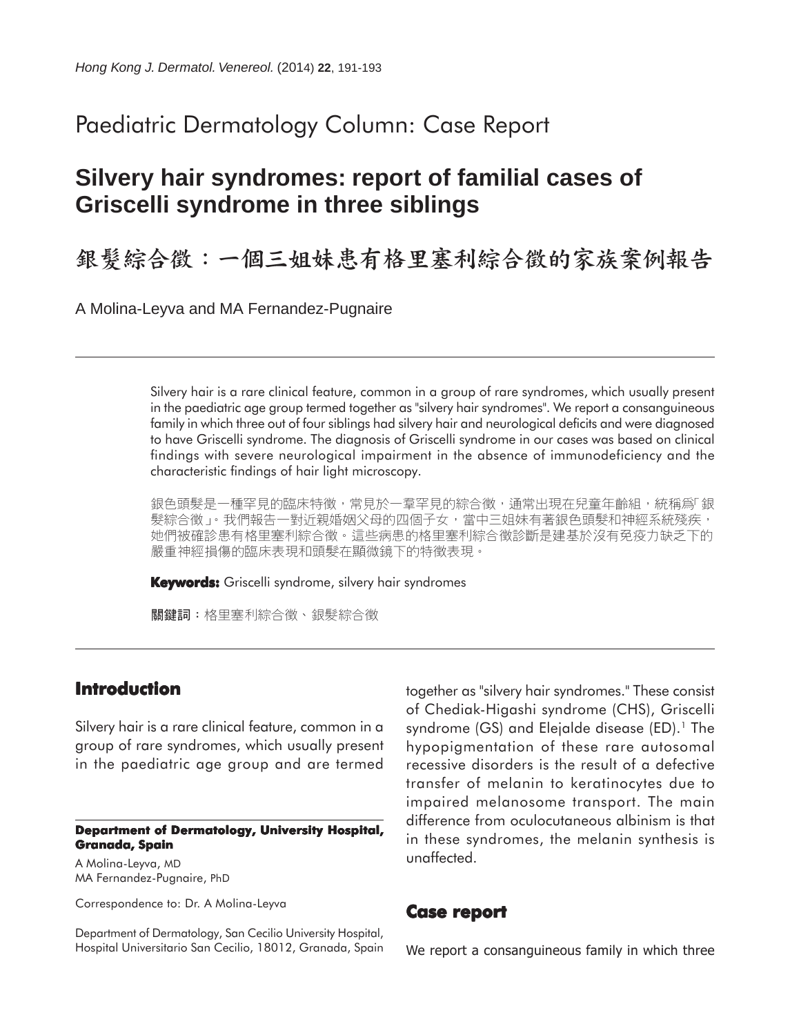Paediatric Dermatology Column: Case Report

# Silvery hair syndromes: report of familial cases of Griscelli syndrome in three siblings

# 銀髮綜合徵：一個三姐妹患有格里塞利綜合徵的家族案例報告

A Molina-Leyva and MA Fernandez-Pugnaire

Silvery hair is a rare clinical feature, common in a group of rare syndromes, which usually present in the paediatric age group termed together as "silvery hair syndromes". We report a consanguineous family in which three out of four siblings had silvery hair and neurological deficits and were diagnosed to have Griscelli syndrome. The diagnosis of Griscelli syndrome in our cases was based on clinical findings with severe neurological impairment in the absence of immunodeficiency and the characteristic findings of hair light microscopy.

銀色頭髮是一種罕見的臨床特徵，常見於一羣罕見的綜合徵，通常出現在兒童年齡組，統稱爲「銀髮綜合徵」。我們報告一對近親婚姻父母的四個子女，當中三姐妹有著銀色頭髮和神經系統殘疾，她們被確診患有格里塞利綜合徵。這些病患的格里塞利綜合徵診斷是建基於沒有免疫力缺乏下的嚴重神經損傷的臨床表現和頭髮在顯微鏡下的特徵表現。

**Keywords:** Griscelli syndrome, silvery hair syndromes

**關鍵詞**：格里塞利綜合徵、銀髮綜合徵

## Introduction

Silvery hair is a rare clinical feature, common in a group of rare syndromes, which usually present in the paediatric age group and are termed together as "silvery hair syndromes." These consist of Chediak-Higashi syndrome (CHS), Griscelli syndrome (GS) and Elejalde disease (ED).[1] The hypopigmentation of these rare autosomal recessive disorders is the result of a defective transfer of melanin to keratinocytes due to impaired melanosome transport. The main difference from oculocutaneous albinism is that in these syndromes, the melanin synthesis is unaffected.

**Department of Dermatology, University Hospital, Granada, Spain**

A Molina-Leyva, MD
MA Fernandez-Pugnaire, PhD

Correspondence to: Dr. A Molina-Leyva

Department of Dermatology, San Cecilio University Hospital, Hospital Universitario San Cecilio, 18012, Granada, Spain

## Case report

We report a consanguineous family in which three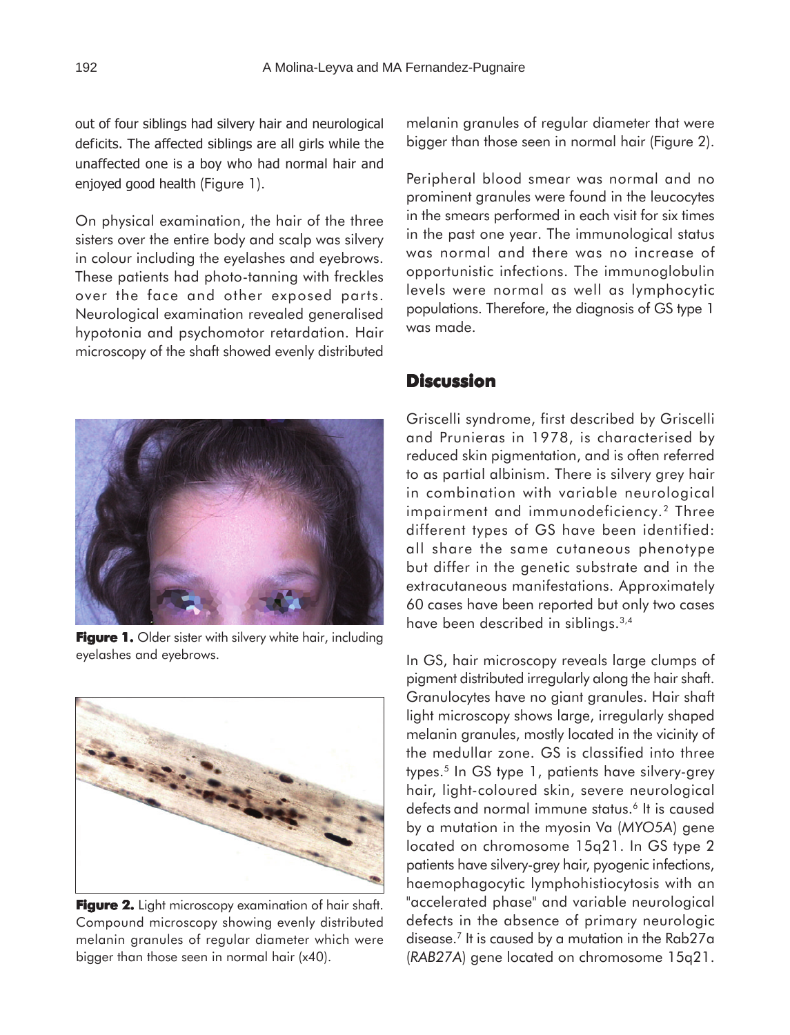out of four siblings had silvery hair and neurological deficits. The affected siblings are all girls while the unaffected one is a boy who had normal hair and enjoyed good health (Figure 1).

On physical examination, the hair of the three sisters over the entire body and scalp was silvery in colour including the eyelashes and eyebrows. These patients had photo-tanning with freckles over the face and other exposed parts. Neurological examination revealed generalised hypotonia and psychomotor retardation. Hair microscopy of the shaft showed evenly distributed melanin granules of regular diameter that were bigger than those seen in normal hair (Figure 2).

**Figure 1.** Older sister with silvery white hair, including eyelashes and eyebrows.

**Figure 2.** Light microscopy examination of hair shaft. Compound microscopy showing evenly distributed melanin granules of regular diameter which were bigger than those seen in normal hair (x40).

Peripheral blood smear was normal and no prominent granules were found in the leucocytes in the smears performed in each visit for six times in the past one year. The immunological status was normal and there was no increase of opportunistic infections. The immunoglobulin levels were normal as well as lymphocytic populations. Therefore, the diagnosis of GS type 1 was made.

## Discussion

Griscelli syndrome, first described by Griscelli and Prunieras in 1978, is characterised by reduced skin pigmentation, and is often referred to as partial albinism. There is silvery grey hair in combination with variable neurological impairment and immunodeficiency.[2] Three different types of GS have been identified: all share the same cutaneous phenotype but differ in the genetic substrate and in the extracutaneous manifestations. Approximately 60 cases have been reported but only two cases have been described in siblings.[3,4]

In GS, hair microscopy reveals large clumps of pigment distributed irregularly along the hair shaft. Granulocytes have no giant granules. Hair shaft light microscopy shows large, irregularly shaped melanin granules, mostly located in the vicinity of the medullar zone. GS is classified into three types.[5] In GS type 1, patients have silvery-grey hair, light-coloured skin, severe neurological defects and normal immune status.[6] It is caused by a mutation in the myosin Va (*MYO5A*) gene located on chromosome 15q21. In GS type 2 patients have silvery-grey hair, pyogenic infections, haemophagocytic lymphohistiocytosis with an "accelerated phase" and variable neurological defects in the absence of primary neurologic disease.[7] It is caused by a mutation in the Rab27a (*RAB27A*) gene located on chromosome 15q21.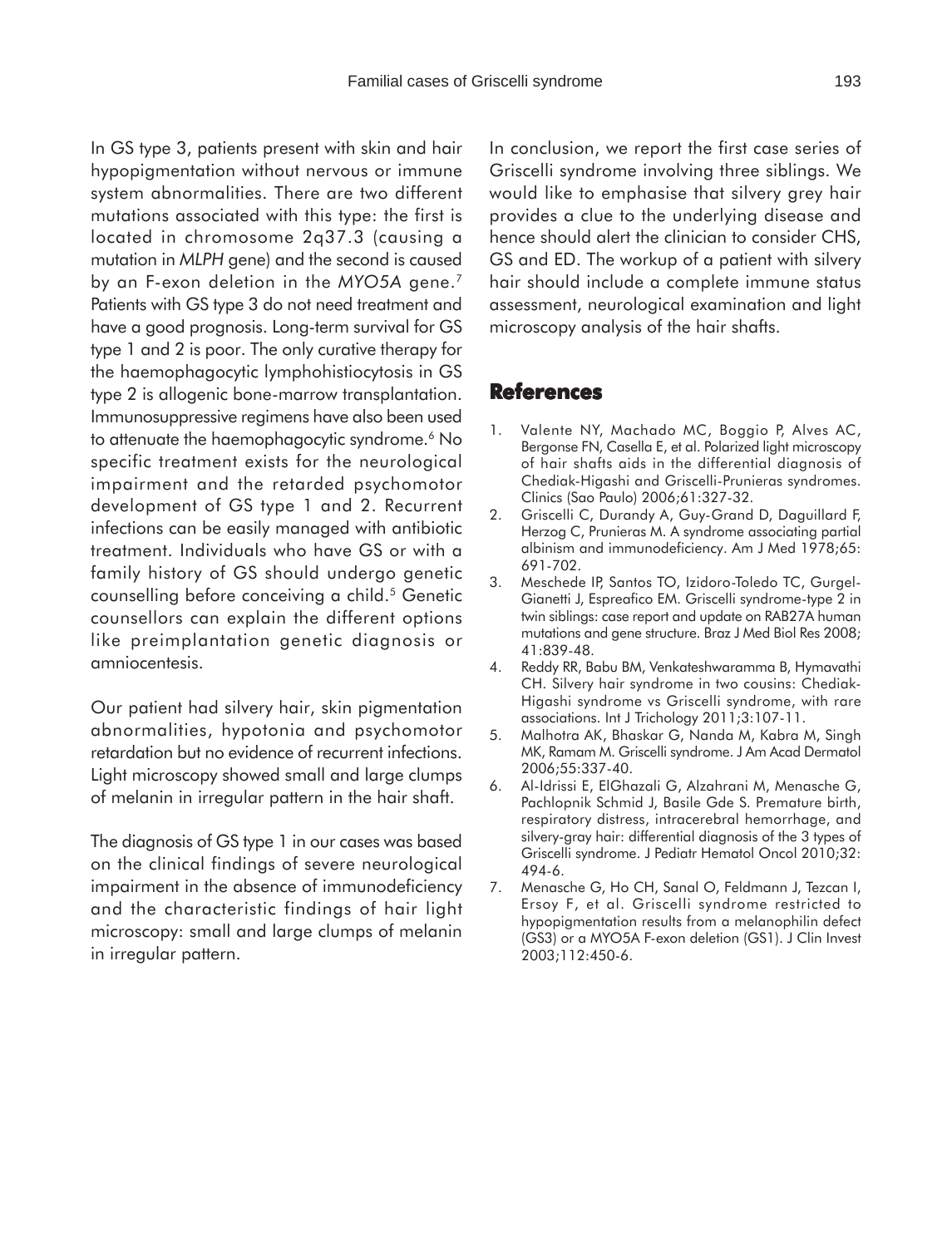In GS type 3, patients present with skin and hair hypopigmentation without nervous or immune system abnormalities. There are two different mutations associated with this type: the first is located in chromosome 2q37.3 (causing a mutation in *MLPH* gene) and the second is caused by an F-exon deletion in the *MYO5A* gene.[7] Patients with GS type 3 do not need treatment and have a good prognosis. Long-term survival for GS type 1 and 2 is poor. The only curative therapy for the haemophagocytic lymphohistiocytosis in GS type 2 is allogenic bone-marrow transplantation. Immunosuppressive regimens have also been used to attenuate the haemophagocytic syndrome.[6] No specific treatment exists for the neurological impairment and the retarded psychomotor development of GS type 1 and 2. Recurrent infections can be easily managed with antibiotic treatment. Individuals who have GS or with a family history of GS should undergo genetic counselling before conceiving a child.[5] Genetic counsellors can explain the different options like preimplantation genetic diagnosis or amniocentesis.

Our patient had silvery hair, skin pigmentation abnormalities, hypotonia and psychomotor retardation but no evidence of recurrent infections. Light microscopy showed small and large clumps of melanin in irregular pattern in the hair shaft.

The diagnosis of GS type 1 in our cases was based on the clinical findings of severe neurological impairment in the absence of immunodeficiency and the characteristic findings of hair light microscopy: small and large clumps of melanin in irregular pattern.

In conclusion, we report the first case series of Griscelli syndrome involving three siblings. We would like to emphasise that silvery grey hair provides a clue to the underlying disease and hence should alert the clinician to consider CHS, GS and ED. The workup of a patient with silvery hair should include a complete immune status assessment, neurological examination and light microscopy analysis of the hair shafts.

## References

1. Valente NY, Machado MC, Boggio P, Alves AC, Bergonse FN, Casella E, et al. Polarized light microscopy of hair shafts aids in the differential diagnosis of Chediak-Higashi and Griscelli-Prunieras syndromes. Clinics (Sao Paulo) 2006;61:327-32.
2. Griscelli C, Durandy A, Guy-Grand D, Daguillard F, Herzog C, Prunieras M. A syndrome associating partial albinism and immunodeficiency. Am J Med 1978;65: 691-702.
3. Meschede IP, Santos TO, Izidoro-Toledo TC, Gurgel-Gianetti J, Espreafico EM. Griscelli syndrome-type 2 in twin siblings: case report and update on RAB27A human mutations and gene structure. Braz J Med Biol Res 2008; 41:839-48.
4. Reddy RR, Babu BM, Venkateshwaramma B, Hymavathi CH. Silvery hair syndrome in two cousins: Chediak-Higashi syndrome vs Griscelli syndrome, with rare associations. Int J Trichology 2011;3:107-11.
5. Malhotra AK, Bhaskar G, Nanda M, Kabra M, Singh MK, Ramam M. Griscelli syndrome. J Am Acad Dermatol 2006;55:337-40.
6. Al-Idrissi E, ElGhazali G, Alzahrani M, Menasche G, Pachlopnik Schmid J, Basile Gde S. Premature birth, respiratory distress, intracerebral hemorrhage, and silvery-gray hair: differential diagnosis of the 3 types of Griscelli syndrome. J Pediatr Hematol Oncol 2010;32: 494-6.
7. Menasche G, Ho CH, Sanal O, Feldmann J, Tezcan I, Ersoy F, et al. Griscelli syndrome restricted to hypopigmentation results from a melanophilin defect (GS3) or a MYO5A F-exon deletion (GS1). J Clin Invest 2003;112:450-6.